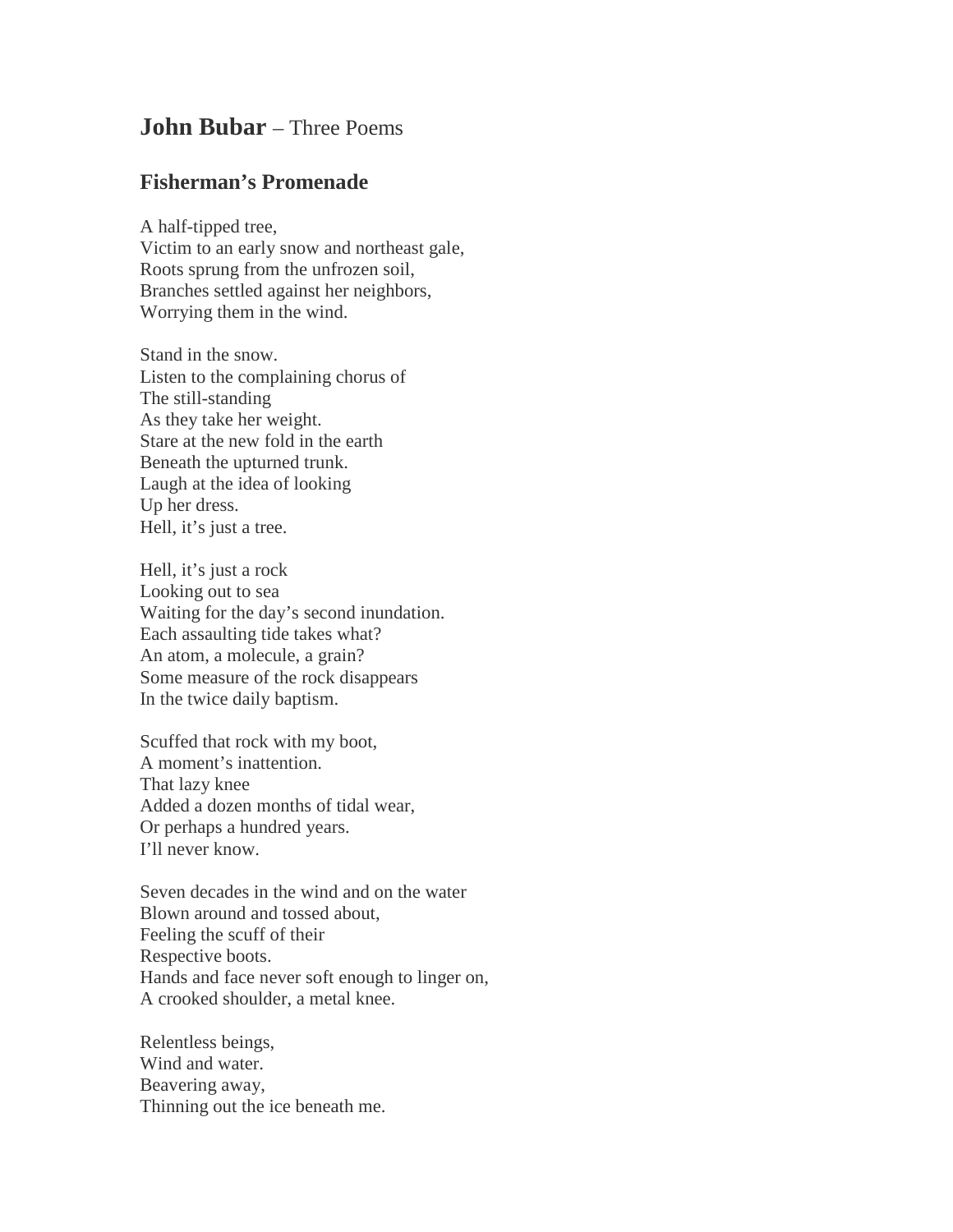# **John Bubar** – Three Poems

## Fisherman's Promenade

A half-tipped tree,  
Victim to an early snow and northeast gale,  
Roots sprung from the unfrozen soil,  
Branches settled against her neighbors,  
Worrying them in the wind.

Stand in the snow.  
Listen to the complaining chorus of  
The still-standing  
As they take her weight.  
Stare at the new fold in the earth  
Beneath the upturned trunk.  
Laugh at the idea of looking  
Up her dress.  
Hell, it's just a tree.

Hell, it's just a rock  
Looking out to sea  
Waiting for the day's second inundation.  
Each assaulting tide takes what?  
An atom, a molecule, a grain?  
Some measure of the rock disappears  
In the twice daily baptism.

Scuffed that rock with my boot,  
A moment's inattention.  
That lazy knee  
Added a dozen months of tidal wear,  
Or perhaps a hundred years.  
I'll never know.

Seven decades in the wind and on the water  
Blown around and tossed about,  
Feeling the scuff of their  
Respective boots.  
Hands and face never soft enough to linger on,  
A crooked shoulder, a metal knee.

Relentless beings,  
Wind and water.  
Beavering away,  
Thinning out the ice beneath me.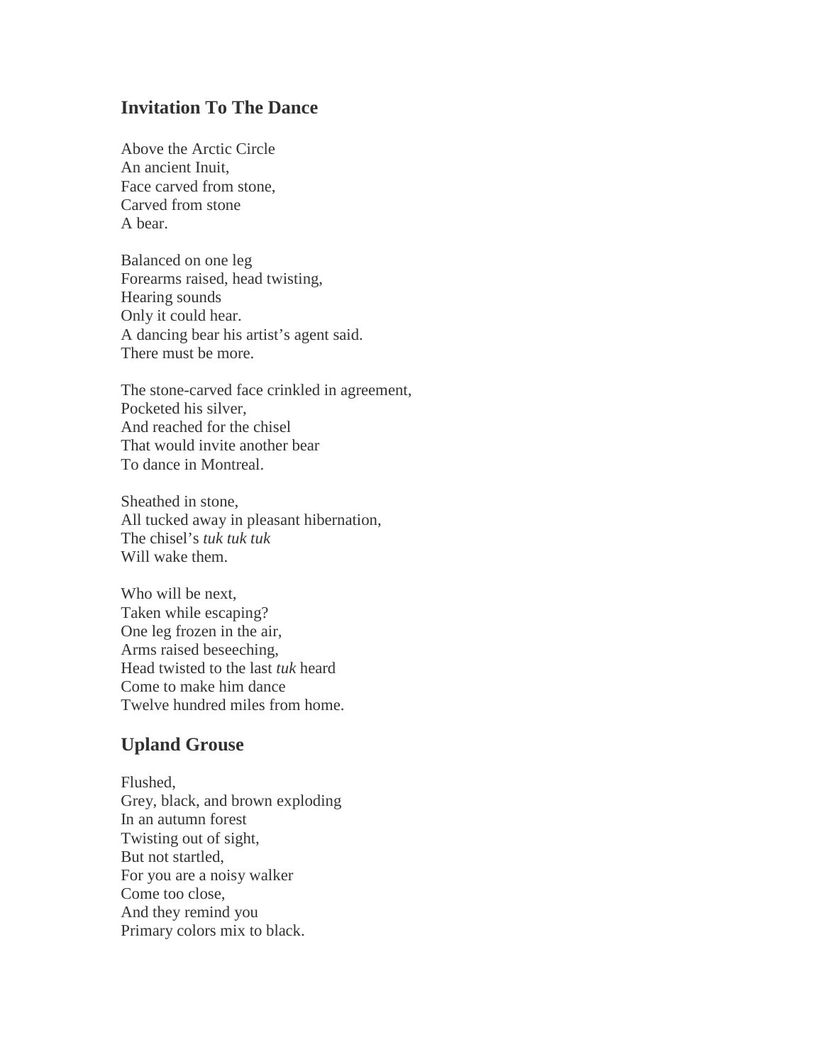## Invitation To The Dance

Above the Arctic Circle
An ancient Inuit,
Face carved from stone,
Carved from stone
A bear.

Balanced on one leg
Forearms raised, head twisting,
Hearing sounds
Only it could hear.
A dancing bear his artist's agent said.
There must be more.

The stone-carved face crinkled in agreement,
Pocketed his silver,
And reached for the chisel
That would invite another bear
To dance in Montreal.

Sheathed in stone,
All tucked away in pleasant hibernation,
The chisel's *tuk tuk tuk*
Will wake them.

Who will be next,
Taken while escaping?
One leg frozen in the air,
Arms raised beseeching,
Head twisted to the last *tuk* heard
Come to make him dance
Twelve hundred miles from home.

## Upland Grouse

Flushed,
Grey, black, and brown exploding
In an autumn forest
Twisting out of sight,
But not startled,
For you are a noisy walker
Come too close,
And they remind you
Primary colors mix to black.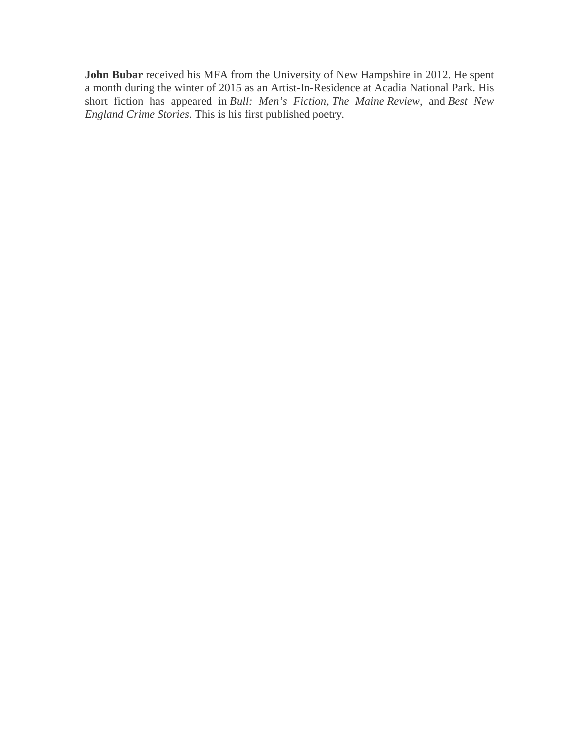**John Bubar** received his MFA from the University of New Hampshire in 2012. He spent a month during the winter of 2015 as an Artist-In-Residence at Acadia National Park. His short fiction has appeared in *Bull: Men's Fiction*, *The Maine Review*, and *Best New England Crime Stories*. This is his first published poetry.